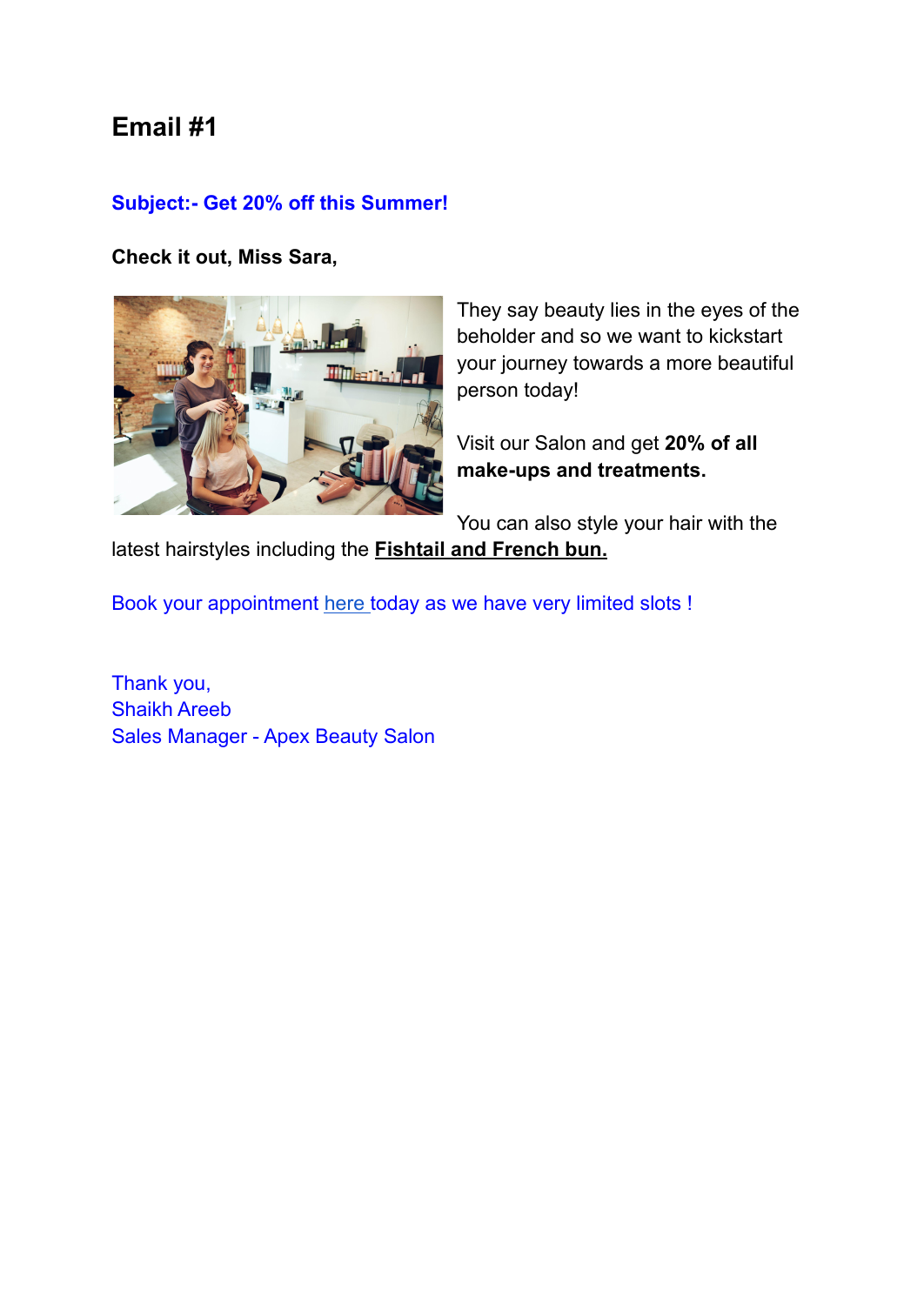# Email #1

**Subject:- Get 20% off this Summer!**

**Check it out, Miss Sara,**

They say beauty lies in the eyes of the beholder and so we want to kickstart your journey towards a more beautiful person today!

Visit our Salon and get **20% of all make-ups and treatments.**

You can also style your hair with the latest hairstyles including the **Fishtail and French bun.**

Book your appointment here today as we have very limited slots !

Thank you,
Shaikh Areeb
Sales Manager - Apex Beauty Salon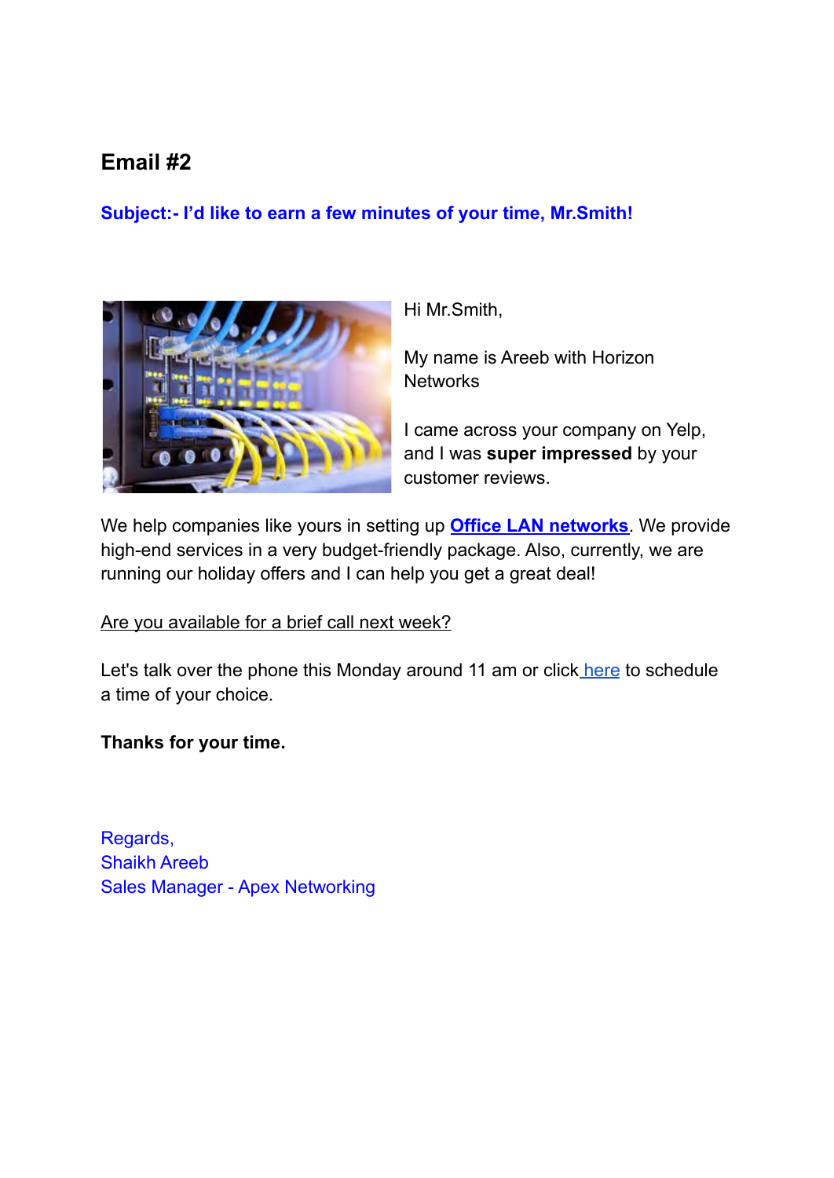## Email #2

**Subject:- I'd like to earn a few minutes of your time, Mr.Smith!**

Hi Mr.Smith,

My name is Areeb with Horizon Networks

I came across your company on Yelp, and I was **super impressed** by your customer reviews.

We help companies like yours in setting up **Office LAN networks**. We provide high-end services in a very budget-friendly package. Also, currently, we are running our holiday offers and I can help you get a great deal!

Are you available for a brief call next week?

Let's talk over the phone this Monday around 11 am or click here to schedule a time of your choice.

**Thanks for your time.**

Regards,
Shaikh Areeb
Sales Manager - Apex Networking